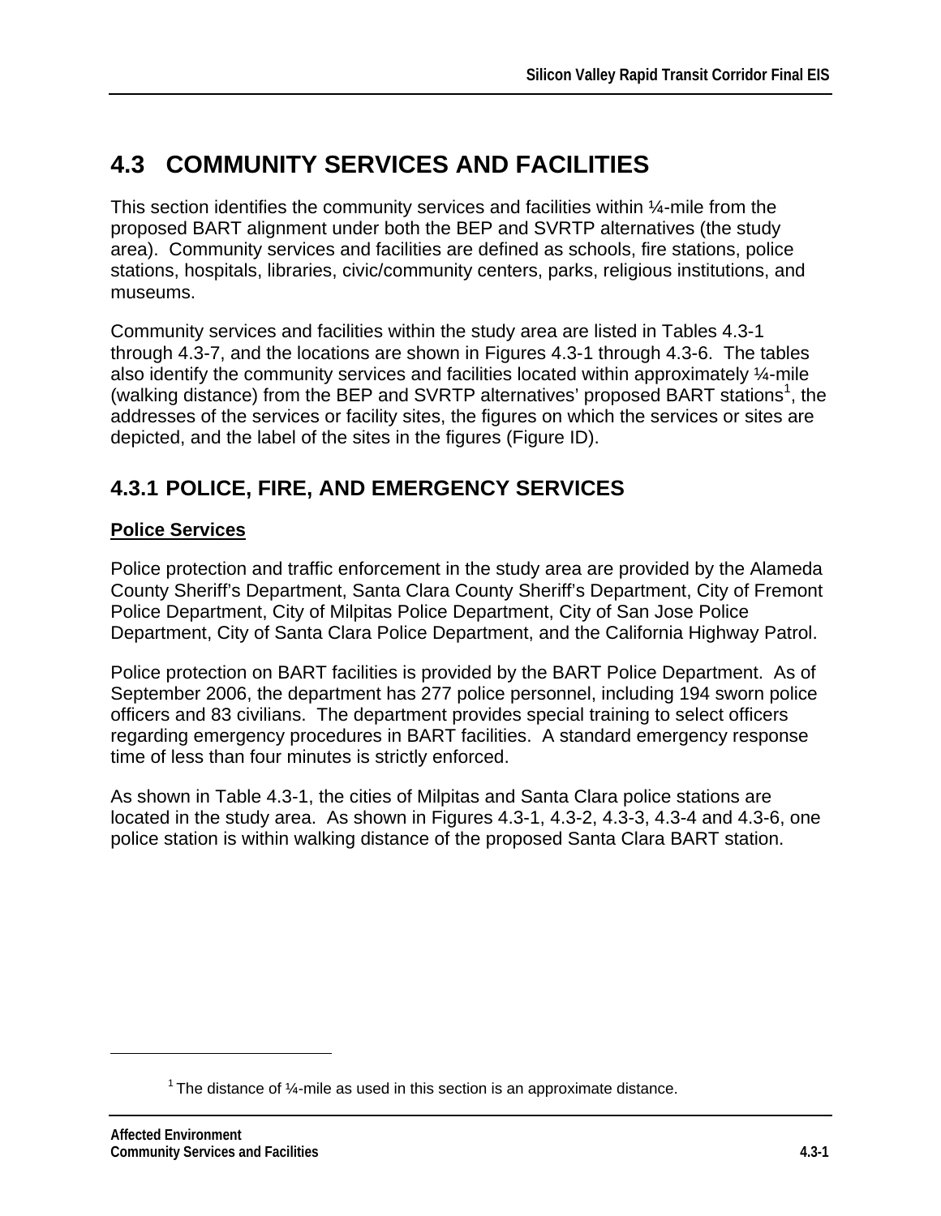# 4.3 COMMUNITY SERVICES AND FACILITIES

This section identifies the community services and facilities within ¼-mile from the proposed BART alignment under both the BEP and SVRTP alternatives (the study area). Community services and facilities are defined as schools, fire stations, police stations, hospitals, libraries, civic/community centers, parks, religious institutions, and museums.

Community services and facilities within the study area are listed in Tables 4.3-1 through 4.3-7, and the locations are shown in Figures 4.3-1 through 4.3-6. The tables also identify the community services and facilities located within approximately ¼-mile (walking distance) from the BEP and SVRTP alternatives' proposed BART stations[1], the addresses of the services or facility sites, the figures on which the services or sites are depicted, and the label of the sites in the figures (Figure ID).

## 4.3.1 POLICE, FIRE, AND EMERGENCY SERVICES

**Police Services**

Police protection and traffic enforcement in the study area are provided by the Alameda County Sheriff's Department, Santa Clara County Sheriff's Department, City of Fremont Police Department, City of Milpitas Police Department, City of San Jose Police Department, City of Santa Clara Police Department, and the California Highway Patrol.

Police protection on BART facilities is provided by the BART Police Department. As of September 2006, the department has 277 police personnel, including 194 sworn police officers and 83 civilians. The department provides special training to select officers regarding emergency procedures in BART facilities. A standard emergency response time of less than four minutes is strictly enforced.

As shown in Table 4.3-1, the cities of Milpitas and Santa Clara police stations are located in the study area. As shown in Figures 4.3-1, 4.3-2, 4.3-3, 4.3-4 and 4.3-6, one police station is within walking distance of the proposed Santa Clara BART station.

[1] The distance of ¼-mile as used in this section is an approximate distance.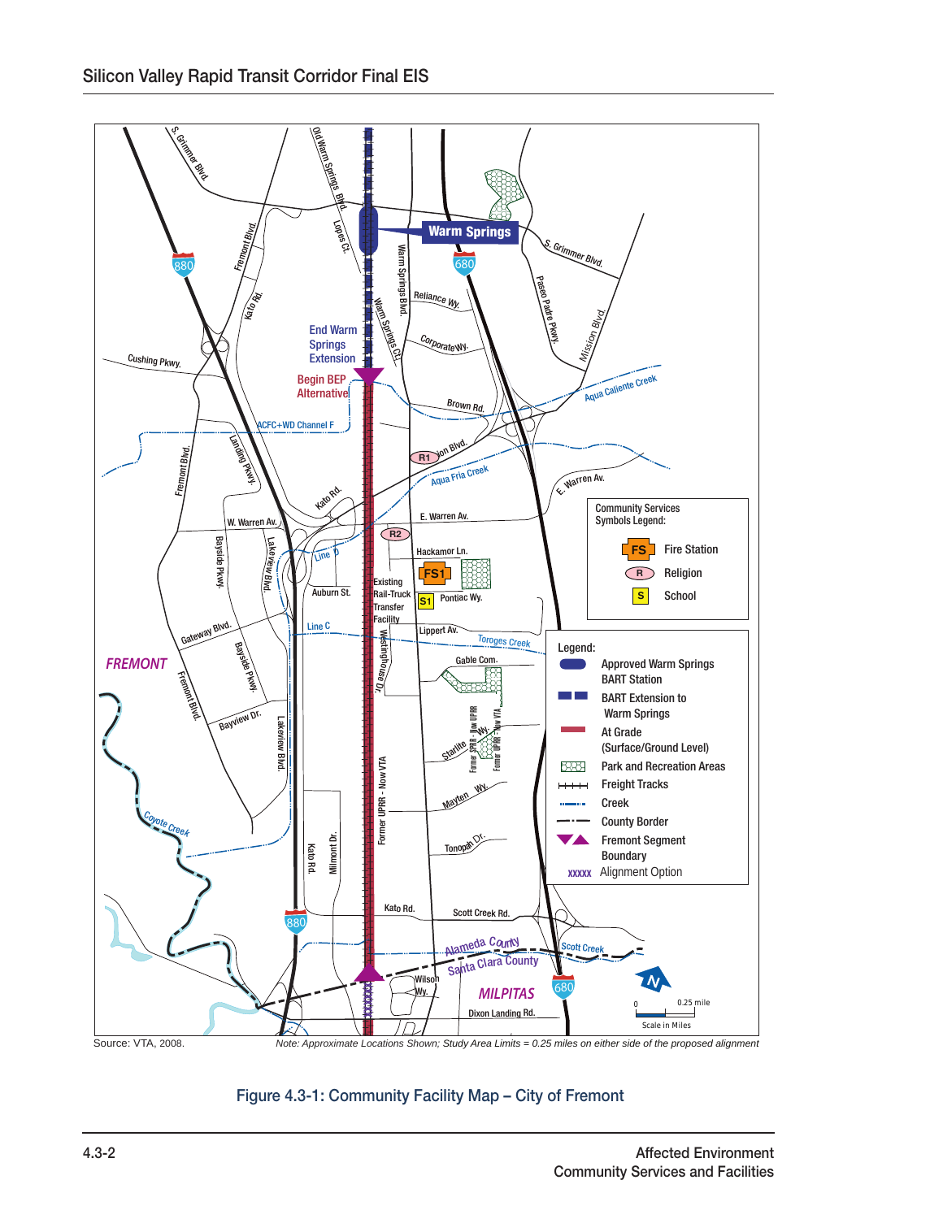Source: VTA, 2008.

*Note: Approximate Locations Shown; Study Area Limits = 0.25 miles on either side of the proposed alignment*

Figure 4.3-1: Community Facility Map – City of Fremont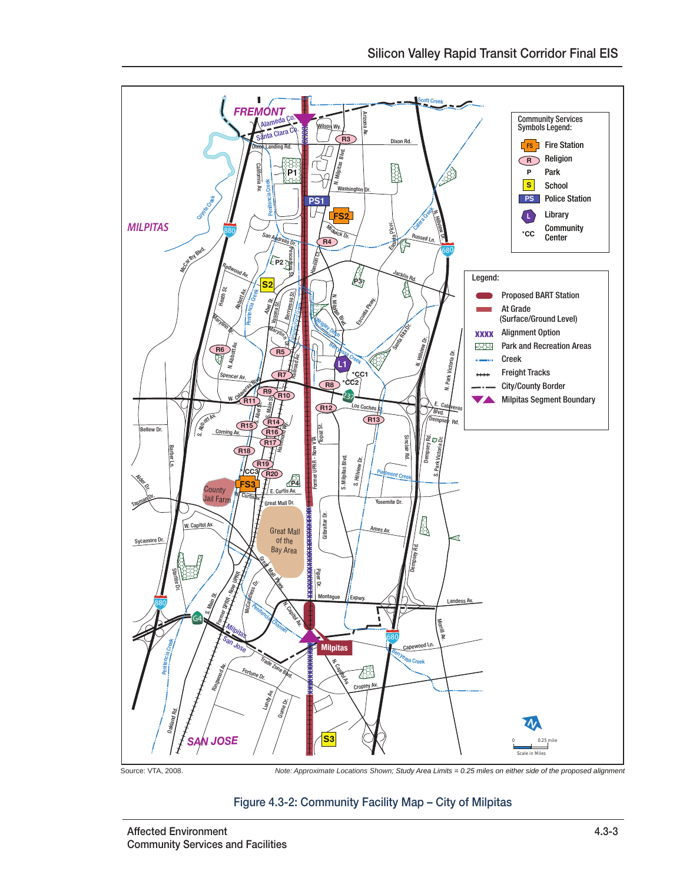Source: VTA, 2008.

*Note: Approximate Locations Shown; Study Area Limits = 0.25 miles on either side of the proposed alignment*

Figure 4.3-2: Community Facility Map – City of Milpitas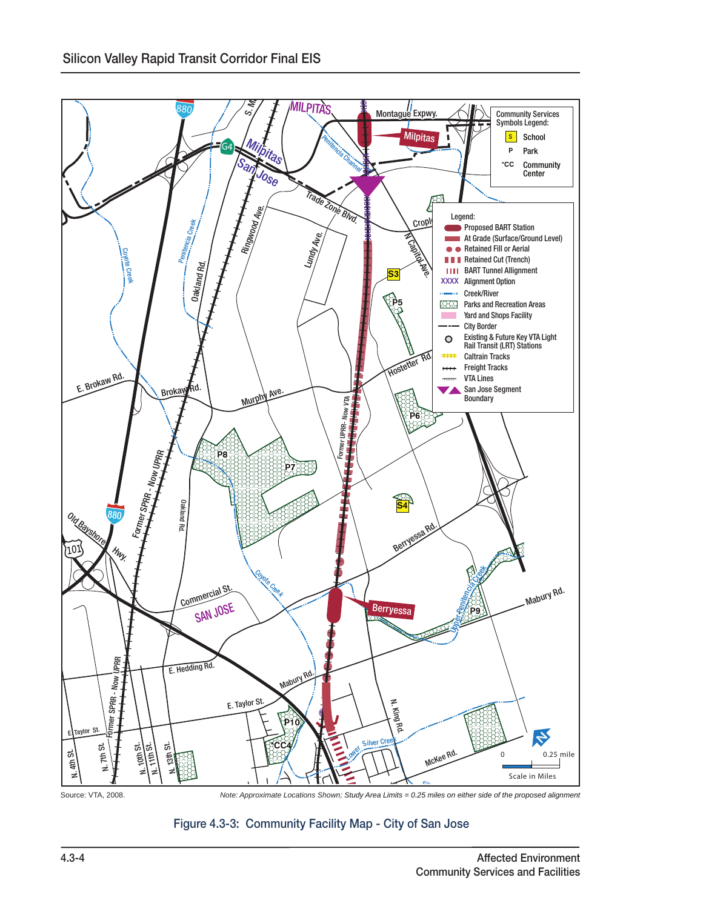Source: VTA, 2008.

*Note: Approximate Locations Shown; Study Area Limits = 0.25 miles on either side of the proposed alignment*

Figure 4.3-3: Community Facility Map - City of San Jose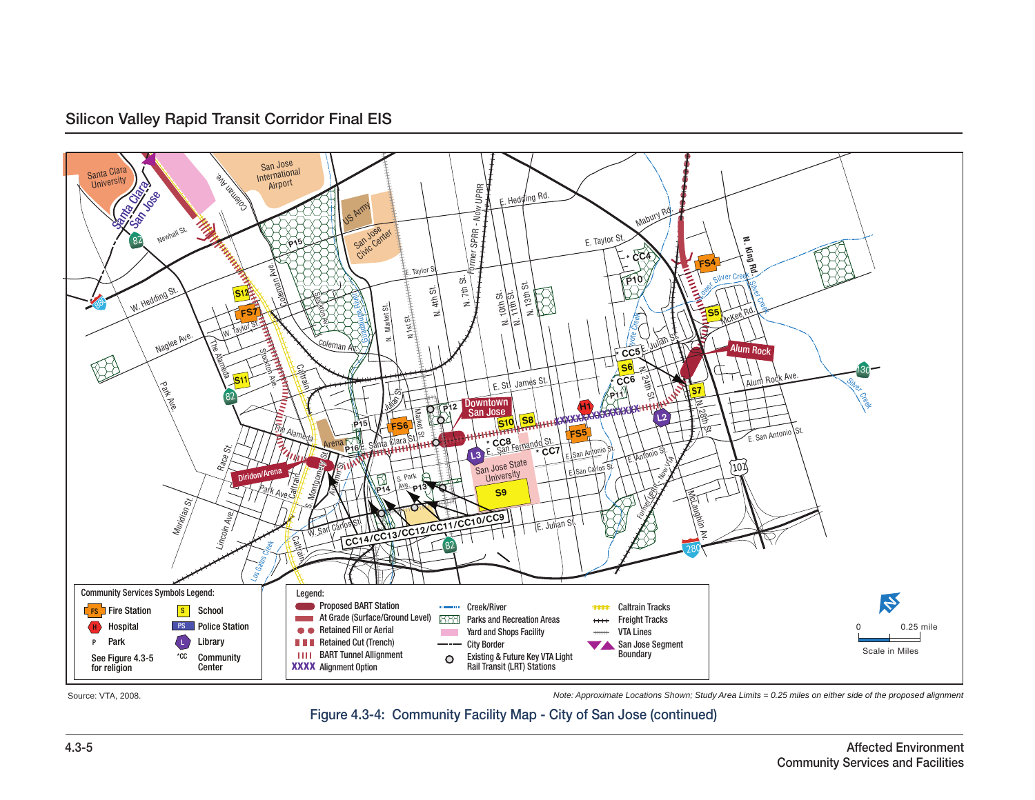Source: VTA, 2008.

*Note: Approximate Locations Shown; Study Area Limits = 0.25 miles on either side of the proposed alignment*

Figure 4.3-4: Community Facility Map - City of San Jose (continued)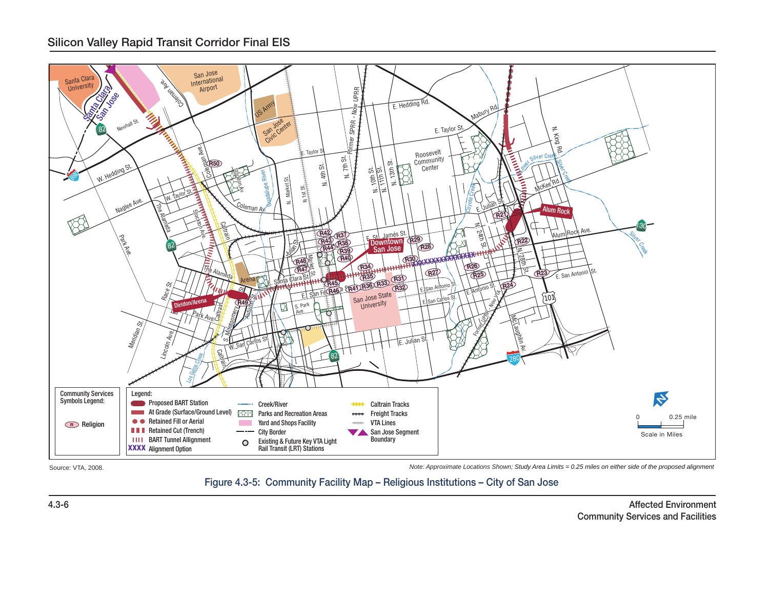Source: VTA, 2008.

*Note: Approximate Locations Shown; Study Area Limits = 0.25 miles on either side of the proposed alignment*

Figure 4.3-5: Community Facility Map – Religious Institutions – City of San Jose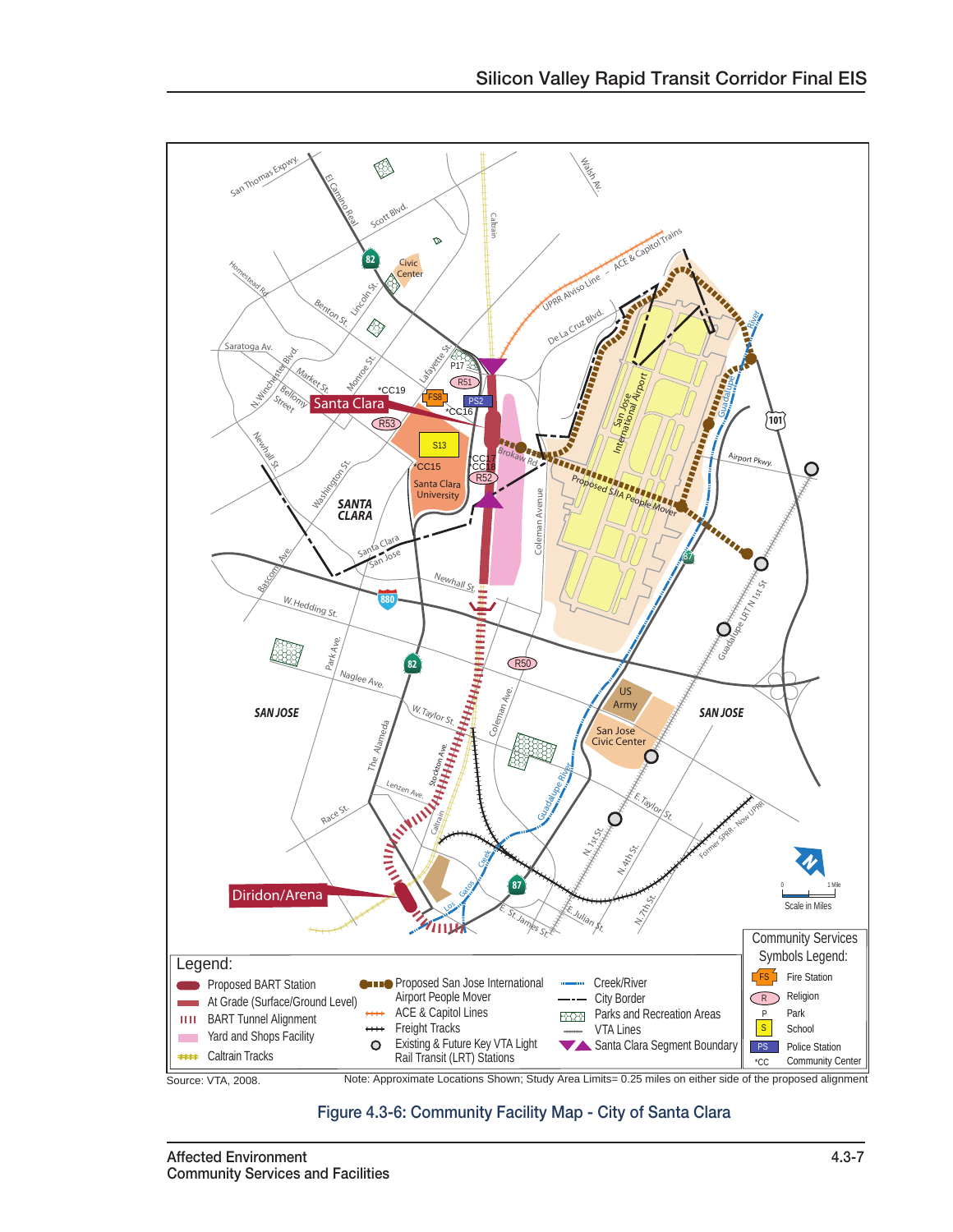Source: VTA, 2008.

Note: Approximate Locations Shown; Study Area Limits= 0.25 miles on either side of the proposed alignment

Figure 4.3-6: Community Facility Map - City of Santa Clara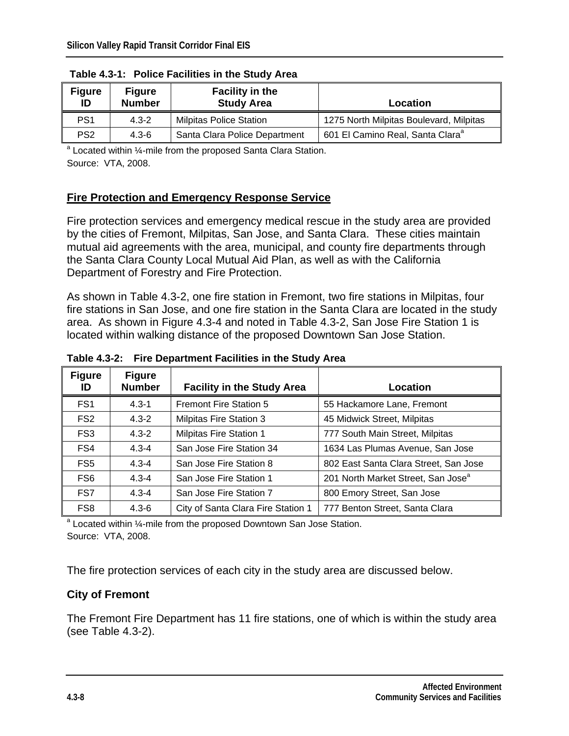**Table 4.3-1: Police Facilities in the Study Area**

| Figure ID | Figure Number | Facility in the Study Area | Location |
|---|---|---|---|
| PS1 | 4.3-2 | Milpitas Police Station | 1275 North Milpitas Boulevard, Milpitas |
| PS2 | 4.3-6 | Santa Clara Police Department | 601 El Camino Real, Santa Clara[a] |

[a] Located within ¼-mile from the proposed Santa Clara Station.

Source: VTA, 2008.

## Fire Protection and Emergency Response Service

Fire protection services and emergency medical rescue in the study area are provided by the cities of Fremont, Milpitas, San Jose, and Santa Clara. These cities maintain mutual aid agreements with the area, municipal, and county fire departments through the Santa Clara County Local Mutual Aid Plan, as well as with the California Department of Forestry and Fire Protection.

As shown in Table 4.3-2, one fire station in Fremont, two fire stations in Milpitas, four fire stations in San Jose, and one fire station in the Santa Clara are located in the study area. As shown in Figure 4.3-4 and noted in Table 4.3-2, San Jose Fire Station 1 is located within walking distance of the proposed Downtown San Jose Station.

**Table 4.3-2: Fire Department Facilities in the Study Area**

| Figure ID | Figure Number | Facility in the Study Area | Location |
|---|---|---|---|
| FS1 | 4.3-1 | Fremont Fire Station 5 | 55 Hackamore Lane, Fremont |
| FS2 | 4.3-2 | Milpitas Fire Station 3 | 45 Midwick Street, Milpitas |
| FS3 | 4.3-2 | Milpitas Fire Station 1 | 777 South Main Street, Milpitas |
| FS4 | 4.3-4 | San Jose Fire Station 34 | 1634 Las Plumas Avenue, San Jose |
| FS5 | 4.3-4 | San Jose Fire Station 8 | 802 East Santa Clara Street, San Jose |
| FS6 | 4.3-4 | San Jose Fire Station 1 | 201 North Market Street, San Jose[a] |
| FS7 | 4.3-4 | San Jose Fire Station 7 | 800 Emory Street, San Jose |
| FS8 | 4.3-6 | City of Santa Clara Fire Station 1 | 777 Benton Street, Santa Clara |

[a] Located within ¼-mile from the proposed Downtown San Jose Station.

Source: VTA, 2008.

The fire protection services of each city in the study area are discussed below.

### City of Fremont

The Fremont Fire Department has 11 fire stations, one of which is within the study area (see Table 4.3-2).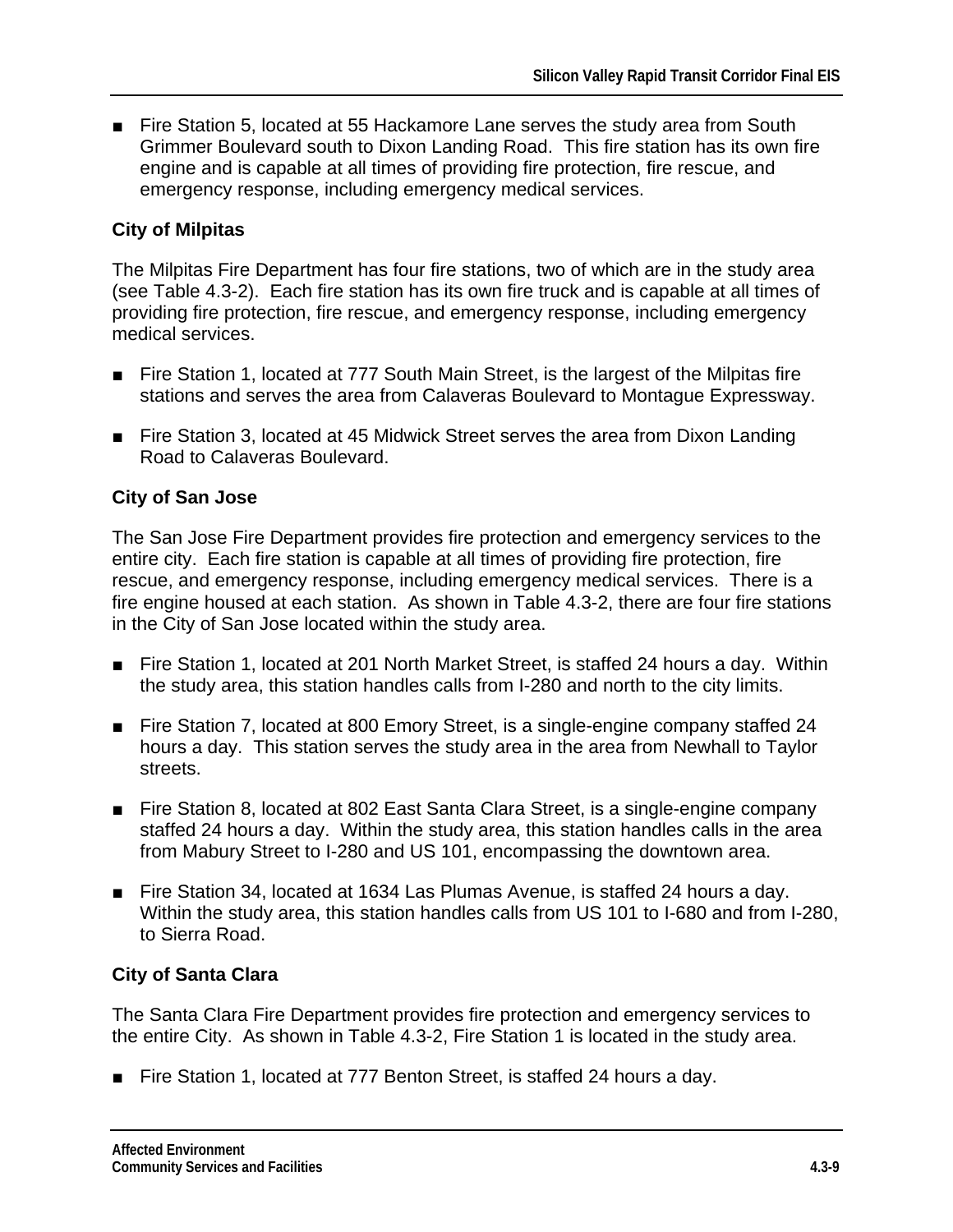- Fire Station 5, located at 55 Hackamore Lane serves the study area from South Grimmer Boulevard south to Dixon Landing Road. This fire station has its own fire engine and is capable at all times of providing fire protection, fire rescue, and emergency response, including emergency medical services.

**City of Milpitas**

The Milpitas Fire Department has four fire stations, two of which are in the study area (see Table 4.3-2). Each fire station has its own fire truck and is capable at all times of providing fire protection, fire rescue, and emergency response, including emergency medical services.

- Fire Station 1, located at 777 South Main Street, is the largest of the Milpitas fire stations and serves the area from Calaveras Boulevard to Montague Expressway.

- Fire Station 3, located at 45 Midwick Street serves the area from Dixon Landing Road to Calaveras Boulevard.

**City of San Jose**

The San Jose Fire Department provides fire protection and emergency services to the entire city. Each fire station is capable at all times of providing fire protection, fire rescue, and emergency response, including emergency medical services. There is a fire engine housed at each station. As shown in Table 4.3-2, there are four fire stations in the City of San Jose located within the study area.

- Fire Station 1, located at 201 North Market Street, is staffed 24 hours a day. Within the study area, this station handles calls from I-280 and north to the city limits.

- Fire Station 7, located at 800 Emory Street, is a single-engine company staffed 24 hours a day. This station serves the study area in the area from Newhall to Taylor streets.

- Fire Station 8, located at 802 East Santa Clara Street, is a single-engine company staffed 24 hours a day. Within the study area, this station handles calls in the area from Mabury Street to I-280 and US 101, encompassing the downtown area.

- Fire Station 34, located at 1634 Las Plumas Avenue, is staffed 24 hours a day. Within the study area, this station handles calls from US 101 to I-680 and from I-280, to Sierra Road.

**City of Santa Clara**

The Santa Clara Fire Department provides fire protection and emergency services to the entire City. As shown in Table 4.3-2, Fire Station 1 is located in the study area.

- Fire Station 1, located at 777 Benton Street, is staffed 24 hours a day.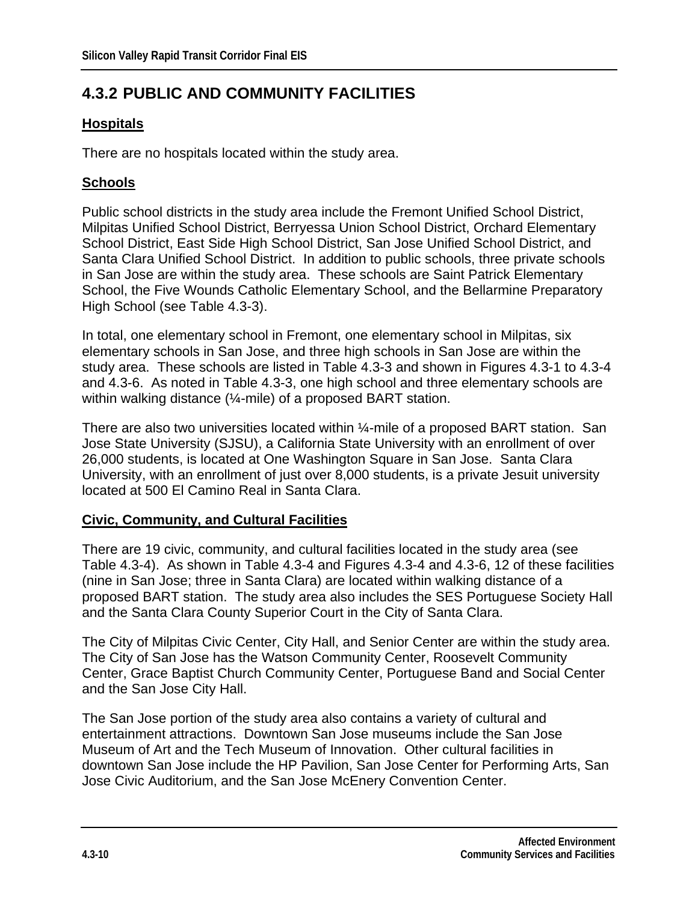## 4.3.2 PUBLIC AND COMMUNITY FACILITIES

### Hospitals

There are no hospitals located within the study area.

### Schools

Public school districts in the study area include the Fremont Unified School District, Milpitas Unified School District, Berryessa Union School District, Orchard Elementary School District, East Side High School District, San Jose Unified School District, and Santa Clara Unified School District. In addition to public schools, three private schools in San Jose are within the study area. These schools are Saint Patrick Elementary School, the Five Wounds Catholic Elementary School, and the Bellarmine Preparatory High School (see Table 4.3-3).

In total, one elementary school in Fremont, one elementary school in Milpitas, six elementary schools in San Jose, and three high schools in San Jose are within the study area. These schools are listed in Table 4.3-3 and shown in Figures 4.3-1 to 4.3-4 and 4.3-6. As noted in Table 4.3-3, one high school and three elementary schools are within walking distance (¼-mile) of a proposed BART station.

There are also two universities located within ¼-mile of a proposed BART station. San Jose State University (SJSU), a California State University with an enrollment of over 26,000 students, is located at One Washington Square in San Jose. Santa Clara University, with an enrollment of just over 8,000 students, is a private Jesuit university located at 500 El Camino Real in Santa Clara.

### Civic, Community, and Cultural Facilities

There are 19 civic, community, and cultural facilities located in the study area (see Table 4.3-4). As shown in Table 4.3-4 and Figures 4.3-4 and 4.3-6, 12 of these facilities (nine in San Jose; three in Santa Clara) are located within walking distance of a proposed BART station. The study area also includes the SES Portuguese Society Hall and the Santa Clara County Superior Court in the City of Santa Clara.

The City of Milpitas Civic Center, City Hall, and Senior Center are within the study area. The City of San Jose has the Watson Community Center, Roosevelt Community Center, Grace Baptist Church Community Center, Portuguese Band and Social Center and the San Jose City Hall.

The San Jose portion of the study area also contains a variety of cultural and entertainment attractions. Downtown San Jose museums include the San Jose Museum of Art and the Tech Museum of Innovation. Other cultural facilities in downtown San Jose include the HP Pavilion, San Jose Center for Performing Arts, San Jose Civic Auditorium, and the San Jose McEnery Convention Center.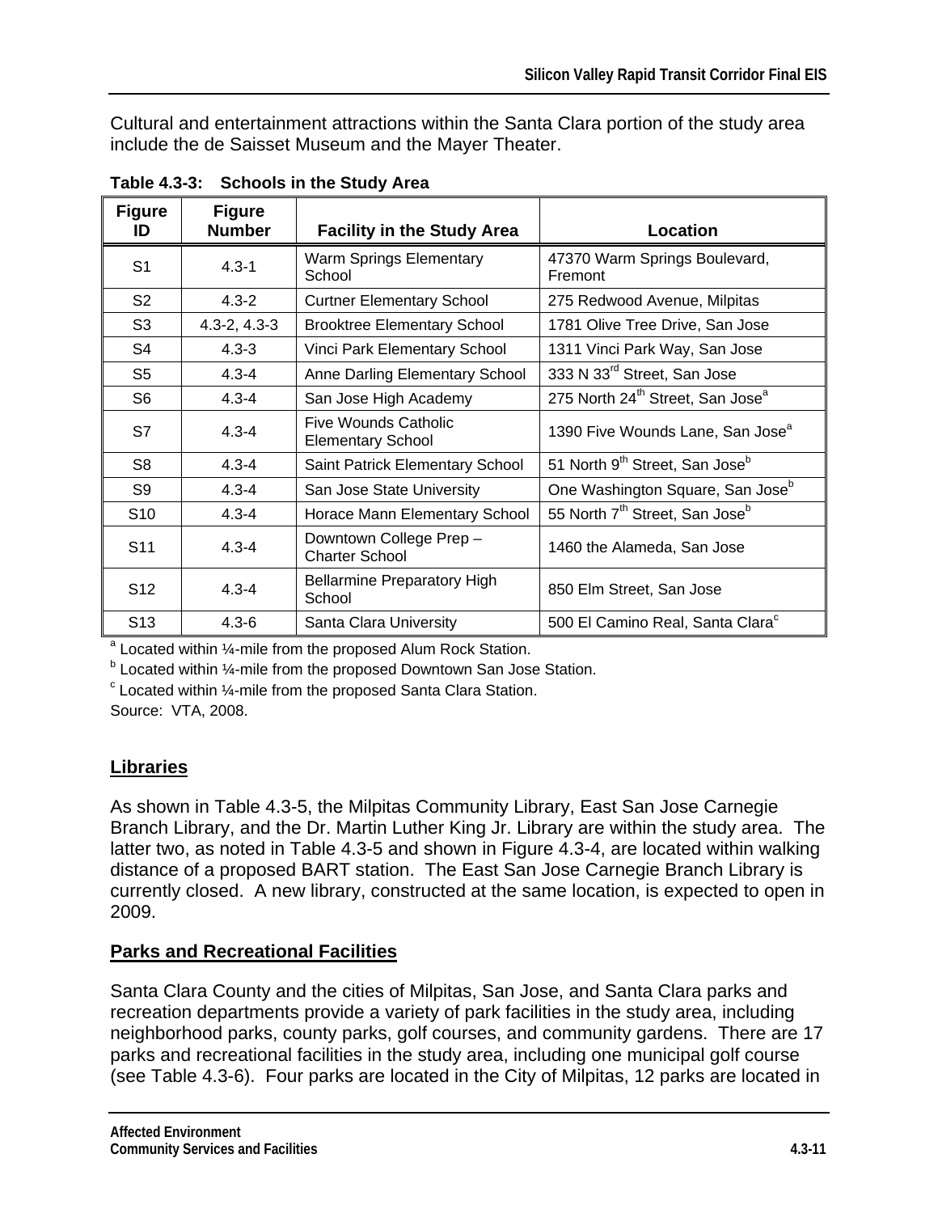Cultural and entertainment attractions within the Santa Clara portion of the study area include the de Saisset Museum and the Mayer Theater.

**Table 4.3-3: Schools in the Study Area**

| Figure ID | Figure Number | Facility in the Study Area | Location |
|---|---|---|---|
| S1 | 4.3-1 | Warm Springs Elementary School | 47370 Warm Springs Boulevard, Fremont |
| S2 | 4.3-2 | Curtner Elementary School | 275 Redwood Avenue, Milpitas |
| S3 | 4.3-2, 4.3-3 | Brooktree Elementary School | 1781 Olive Tree Drive, San Jose |
| S4 | 4.3-3 | Vinci Park Elementary School | 1311 Vinci Park Way, San Jose |
| S5 | 4.3-4 | Anne Darling Elementary School | 333 N 33rd Street, San Jose |
| S6 | 4.3-4 | San Jose High Academy | 275 North 24th Street, San Jose[a] |
| S7 | 4.3-4 | Five Wounds Catholic Elementary School | 1390 Five Wounds Lane, San Jose[a] |
| S8 | 4.3-4 | Saint Patrick Elementary School | 51 North 9th Street, San Jose[b] |
| S9 | 4.3-4 | San Jose State University | One Washington Square, San Jose[b] |
| S10 | 4.3-4 | Horace Mann Elementary School | 55 North 7th Street, San Jose[b] |
| S11 | 4.3-4 | Downtown College Prep – Charter School | 1460 the Alameda, San Jose |
| S12 | 4.3-4 | Bellarmine Preparatory High School | 850 Elm Street, San Jose |
| S13 | 4.3-6 | Santa Clara University | 500 El Camino Real, Santa Clara[c] |

[a] Located within ¼-mile from the proposed Alum Rock Station.
[b] Located within ¼-mile from the proposed Downtown San Jose Station.
[c] Located within ¼-mile from the proposed Santa Clara Station.
Source: VTA, 2008.

## Libraries

As shown in Table 4.3-5, the Milpitas Community Library, East San Jose Carnegie Branch Library, and the Dr. Martin Luther King Jr. Library are within the study area. The latter two, as noted in Table 4.3-5 and shown in Figure 4.3-4, are located within walking distance of a proposed BART station. The East San Jose Carnegie Branch Library is currently closed. A new library, constructed at the same location, is expected to open in 2009.

## Parks and Recreational Facilities

Santa Clara County and the cities of Milpitas, San Jose, and Santa Clara parks and recreation departments provide a variety of park facilities in the study area, including neighborhood parks, county parks, golf courses, and community gardens. There are 17 parks and recreational facilities in the study area, including one municipal golf course (see Table 4.3-6). Four parks are located in the City of Milpitas, 12 parks are located in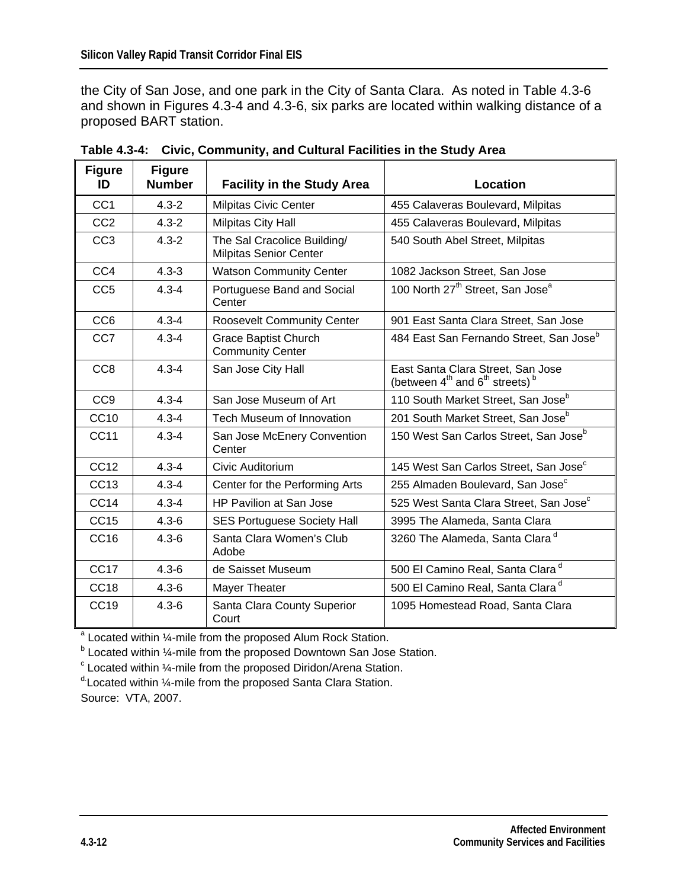the City of San Jose, and one park in the City of Santa Clara. As noted in Table 4.3-6 and shown in Figures 4.3-4 and 4.3-6, six parks are located within walking distance of a proposed BART station.

**Table 4.3-4: Civic, Community, and Cultural Facilities in the Study Area**

| Figure ID | Figure Number | Facility in the Study Area | Location |
|---|---|---|---|
| CC1 | 4.3-2 | Milpitas Civic Center | 455 Calaveras Boulevard, Milpitas |
| CC2 | 4.3-2 | Milpitas City Hall | 455 Calaveras Boulevard, Milpitas |
| CC3 | 4.3-2 | The Sal Cracolice Building/ Milpitas Senior Center | 540 South Abel Street, Milpitas |
| CC4 | 4.3-3 | Watson Community Center | 1082 Jackson Street, San Jose |
| CC5 | 4.3-4 | Portuguese Band and Social Center | 100 North 27th Street, San Jose[a] |
| CC6 | 4.3-4 | Roosevelt Community Center | 901 East Santa Clara Street, San Jose |
| CC7 | 4.3-4 | Grace Baptist Church Community Center | 484 East San Fernando Street, San Jose[b] |
| CC8 | 4.3-4 | San Jose City Hall | East Santa Clara Street, San Jose (between 4th and 6th streets) [b] |
| CC9 | 4.3-4 | San Jose Museum of Art | 110 South Market Street, San Jose[b] |
| CC10 | 4.3-4 | Tech Museum of Innovation | 201 South Market Street, San Jose[b] |
| CC11 | 4.3-4 | San Jose McEnery Convention Center | 150 West San Carlos Street, San Jose[b] |
| CC12 | 4.3-4 | Civic Auditorium | 145 West San Carlos Street, San Jose[c] |
| CC13 | 4.3-4 | Center for the Performing Arts | 255 Almaden Boulevard, San Jose[c] |
| CC14 | 4.3-4 | HP Pavilion at San Jose | 525 West Santa Clara Street, San Jose[c] |
| CC15 | 4.3-6 | SES Portuguese Society Hall | 3995 The Alameda, Santa Clara |
| CC16 | 4.3-6 | Santa Clara Women's Club Adobe | 3260 The Alameda, Santa Clara [d] |
| CC17 | 4.3-6 | de Saisset Museum | 500 El Camino Real, Santa Clara [d] |
| CC18 | 4.3-6 | Mayer Theater | 500 El Camino Real, Santa Clara [d] |
| CC19 | 4.3-6 | Santa Clara County Superior Court | 1095 Homestead Road, Santa Clara |

[a] Located within ¼-mile from the proposed Alum Rock Station.

[b] Located within ¼-mile from the proposed Downtown San Jose Station.

[c] Located within ¼-mile from the proposed Diridon/Arena Station.

[d] Located within ¼-mile from the proposed Santa Clara Station.

Source: VTA, 2007.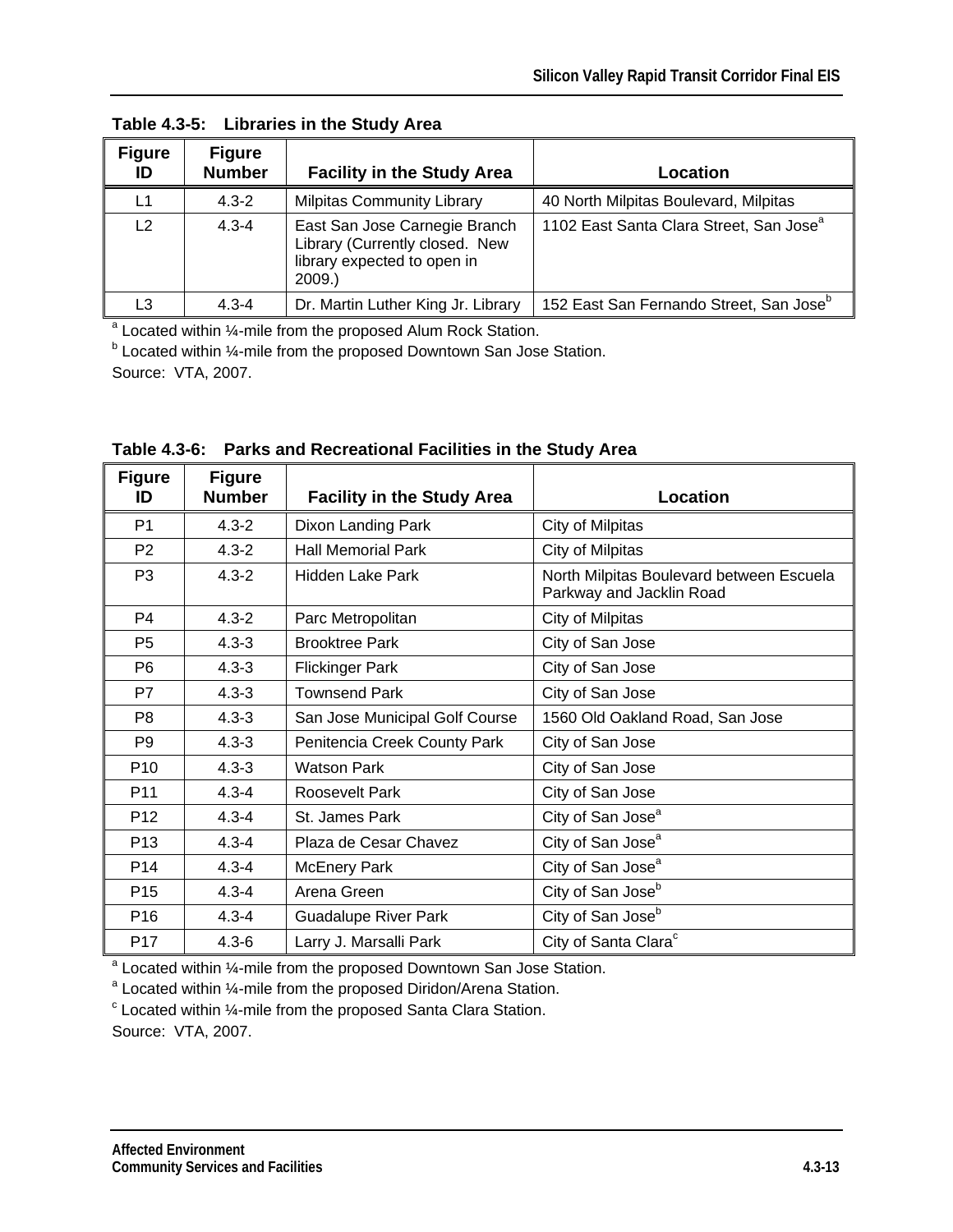**Table 4.3-5: Libraries in the Study Area**

| Figure ID | Figure Number | Facility in the Study Area | Location |
|---|---|---|---|
| L1 | 4.3-2 | Milpitas Community Library | 40 North Milpitas Boulevard, Milpitas |
| L2 | 4.3-4 | East San Jose Carnegie Branch Library (Currently closed. New library expected to open in 2009.) | 1102 East Santa Clara Street, San Jose[a] |
| L3 | 4.3-4 | Dr. Martin Luther King Jr. Library | 152 East San Fernando Street, San Jose[b] |

[a] Located within ¼-mile from the proposed Alum Rock Station.
[b] Located within ¼-mile from the proposed Downtown San Jose Station.
Source: VTA, 2007.

**Table 4.3-6: Parks and Recreational Facilities in the Study Area**

| Figure ID | Figure Number | Facility in the Study Area | Location |
|---|---|---|---|
| P1 | 4.3-2 | Dixon Landing Park | City of Milpitas |
| P2 | 4.3-2 | Hall Memorial Park | City of Milpitas |
| P3 | 4.3-2 | Hidden Lake Park | North Milpitas Boulevard between Escuela Parkway and Jacklin Road |
| P4 | 4.3-2 | Parc Metropolitan | City of Milpitas |
| P5 | 4.3-3 | Brooktree Park | City of San Jose |
| P6 | 4.3-3 | Flickinger Park | City of San Jose |
| P7 | 4.3-3 | Townsend Park | City of San Jose |
| P8 | 4.3-3 | San Jose Municipal Golf Course | 1560 Old Oakland Road, San Jose |
| P9 | 4.3-3 | Penitencia Creek County Park | City of San Jose |
| P10 | 4.3-3 | Watson Park | City of San Jose |
| P11 | 4.3-4 | Roosevelt Park | City of San Jose |
| P12 | 4.3-4 | St. James Park | City of San Jose[a] |
| P13 | 4.3-4 | Plaza de Cesar Chavez | City of San Jose[a] |
| P14 | 4.3-4 | McEnery Park | City of San Jose[a] |
| P15 | 4.3-4 | Arena Green | City of San Jose[b] |
| P16 | 4.3-4 | Guadalupe River Park | City of San Jose[b] |
| P17 | 4.3-6 | Larry J. Marsalli Park | City of Santa Clara[c] |

[a] Located within ¼-mile from the proposed Downtown San Jose Station.
[a] Located within ¼-mile from the proposed Diridon/Arena Station.
[c] Located within ¼-mile from the proposed Santa Clara Station.
Source: VTA, 2007.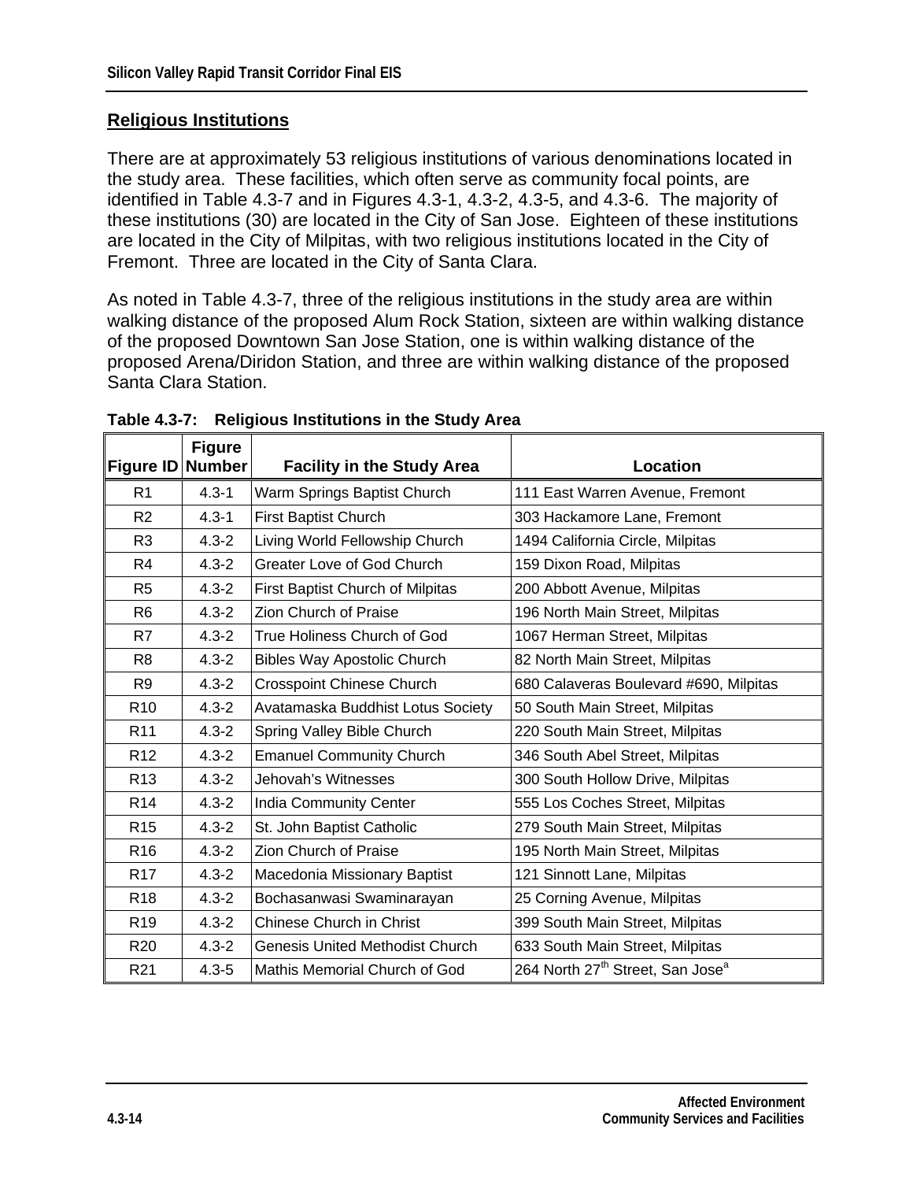## Religious Institutions

There are at approximately 53 religious institutions of various denominations located in the study area. These facilities, which often serve as community focal points, are identified in Table 4.3-7 and in Figures 4.3-1, 4.3-2, 4.3-5, and 4.3-6. The majority of these institutions (30) are located in the City of San Jose. Eighteen of these institutions are located in the City of Milpitas, with two religious institutions located in the City of Fremont. Three are located in the City of Santa Clara.

As noted in Table 4.3-7, three of the religious institutions in the study area are within walking distance of the proposed Alum Rock Station, sixteen are within walking distance of the proposed Downtown San Jose Station, one is within walking distance of the proposed Arena/Diridon Station, and three are within walking distance of the proposed Santa Clara Station.

**Table 4.3-7: Religious Institutions in the Study Area**

| Figure ID | Figure Number | Facility in the Study Area | Location |
|---|---|---|---|
| R1 | 4.3-1 | Warm Springs Baptist Church | 111 East Warren Avenue, Fremont |
| R2 | 4.3-1 | First Baptist Church | 303 Hackamore Lane, Fremont |
| R3 | 4.3-2 | Living World Fellowship Church | 1494 California Circle, Milpitas |
| R4 | 4.3-2 | Greater Love of God Church | 159 Dixon Road, Milpitas |
| R5 | 4.3-2 | First Baptist Church of Milpitas | 200 Abbott Avenue, Milpitas |
| R6 | 4.3-2 | Zion Church of Praise | 196 North Main Street, Milpitas |
| R7 | 4.3-2 | True Holiness Church of God | 1067 Herman Street, Milpitas |
| R8 | 4.3-2 | Bibles Way Apostolic Church | 82 North Main Street, Milpitas |
| R9 | 4.3-2 | Crosspoint Chinese Church | 680 Calaveras Boulevard #690, Milpitas |
| R10 | 4.3-2 | Avatamaska Buddhist Lotus Society | 50 South Main Street, Milpitas |
| R11 | 4.3-2 | Spring Valley Bible Church | 220 South Main Street, Milpitas |
| R12 | 4.3-2 | Emanuel Community Church | 346 South Abel Street, Milpitas |
| R13 | 4.3-2 | Jehovah's Witnesses | 300 South Hollow Drive, Milpitas |
| R14 | 4.3-2 | India Community Center | 555 Los Coches Street, Milpitas |
| R15 | 4.3-2 | St. John Baptist Catholic | 279 South Main Street, Milpitas |
| R16 | 4.3-2 | Zion Church of Praise | 195 North Main Street, Milpitas |
| R17 | 4.3-2 | Macedonia Missionary Baptist | 121 Sinnott Lane, Milpitas |
| R18 | 4.3-2 | Bochasanwasi Swaminarayan | 25 Corning Avenue, Milpitas |
| R19 | 4.3-2 | Chinese Church in Christ | 399 South Main Street, Milpitas |
| R20 | 4.3-2 | Genesis United Methodist Church | 633 South Main Street, Milpitas |
| R21 | 4.3-5 | Mathis Memorial Church of God | 264 North 27th Street, San Jose[a] |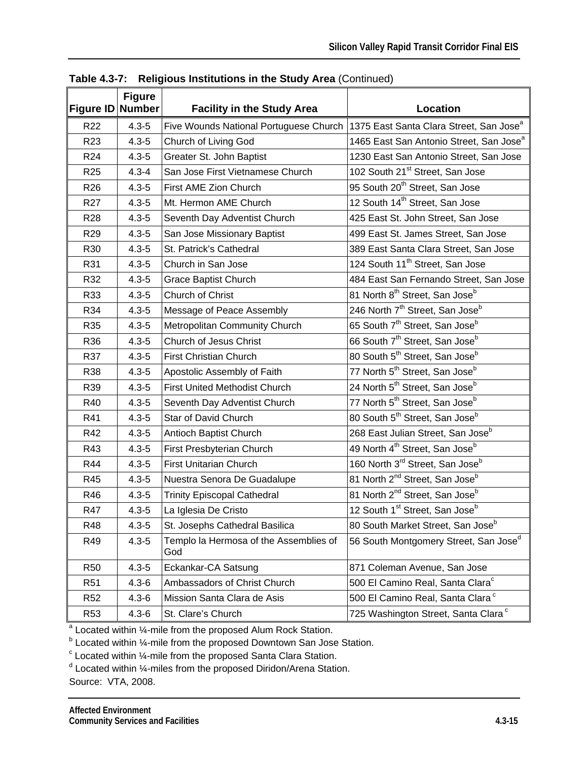**Table 4.3-7: Religious Institutions in the Study Area** (Continued)

| Figure ID | Figure Number | Facility in the Study Area | Location |
|---|---|---|---|
| R22 | 4.3-5 | Five Wounds National Portuguese Church | 1375 East Santa Clara Street, San Jose[a] |
| R23 | 4.3-5 | Church of Living God | 1465 East San Antonio Street, San Jose[a] |
| R24 | 4.3-5 | Greater St. John Baptist | 1230 East San Antonio Street, San Jose |
| R25 | 4.3-4 | San Jose First Vietnamese Church | 102 South 21st Street, San Jose |
| R26 | 4.3-5 | First AME Zion Church | 95 South 20th Street, San Jose |
| R27 | 4.3-5 | Mt. Hermon AME Church | 12 South 14th Street, San Jose |
| R28 | 4.3-5 | Seventh Day Adventist Church | 425 East St. John Street, San Jose |
| R29 | 4.3-5 | San Jose Missionary Baptist | 499 East St. James Street, San Jose |
| R30 | 4.3-5 | St. Patrick's Cathedral | 389 East Santa Clara Street, San Jose |
| R31 | 4.3-5 | Church in San Jose | 124 South 11th Street, San Jose |
| R32 | 4.3-5 | Grace Baptist Church | 484 East San Fernando Street, San Jose |
| R33 | 4.3-5 | Church of Christ | 81 North 8th Street, San Jose[b] |
| R34 | 4.3-5 | Message of Peace Assembly | 246 North 7th Street, San Jose[b] |
| R35 | 4.3-5 | Metropolitan Community Church | 65 South 7th Street, San Jose[b] |
| R36 | 4.3-5 | Church of Jesus Christ | 66 South 7th Street, San Jose[b] |
| R37 | 4.3-5 | First Christian Church | 80 South 5th Street, San Jose[b] |
| R38 | 4.3-5 | Apostolic Assembly of Faith | 77 North 5th Street, San Jose[b] |
| R39 | 4.3-5 | First United Methodist Church | 24 North 5th Street, San Jose[b] |
| R40 | 4.3-5 | Seventh Day Adventist Church | 77 North 5th Street, San Jose[b] |
| R41 | 4.3-5 | Star of David Church | 80 South 5th Street, San Jose[b] |
| R42 | 4.3-5 | Antioch Baptist Church | 268 East Julian Street, San Jose[b] |
| R43 | 4.3-5 | First Presbyterian Church | 49 North 4th Street, San Jose[b] |
| R44 | 4.3-5 | First Unitarian Church | 160 North 3rd Street, San Jose[b] |
| R45 | 4.3-5 | Nuestra Senora De Guadalupe | 81 North 2nd Street, San Jose[b] |
| R46 | 4.3-5 | Trinity Episcopal Cathedral | 81 North 2nd Street, San Jose[b] |
| R47 | 4.3-5 | La Iglesia De Cristo | 12 South 1st Street, San Jose[b] |
| R48 | 4.3-5 | St. Josephs Cathedral Basilica | 80 South Market Street, San Jose[b] |
| R49 | 4.3-5 | Templo la Hermosa of the Assemblies of God | 56 South Montgomery Street, San Jose[d] |
| R50 | 4.3-5 | Eckankar-CA Satsung | 871 Coleman Avenue, San Jose |
| R51 | 4.3-6 | Ambassadors of Christ Church | 500 El Camino Real, Santa Clara[c] |
| R52 | 4.3-6 | Mission Santa Clara de Asis | 500 El Camino Real, Santa Clara[c] |
| R53 | 4.3-6 | St. Clare's Church | 725 Washington Street, Santa Clara[c] |

[a] Located within ¼-mile from the proposed Alum Rock Station.
[b] Located within ¼-mile from the proposed Downtown San Jose Station.
[c] Located within ¼-mile from the proposed Santa Clara Station.
[d] Located within ¼-miles from the proposed Diridon/Arena Station.
Source: VTA, 2008.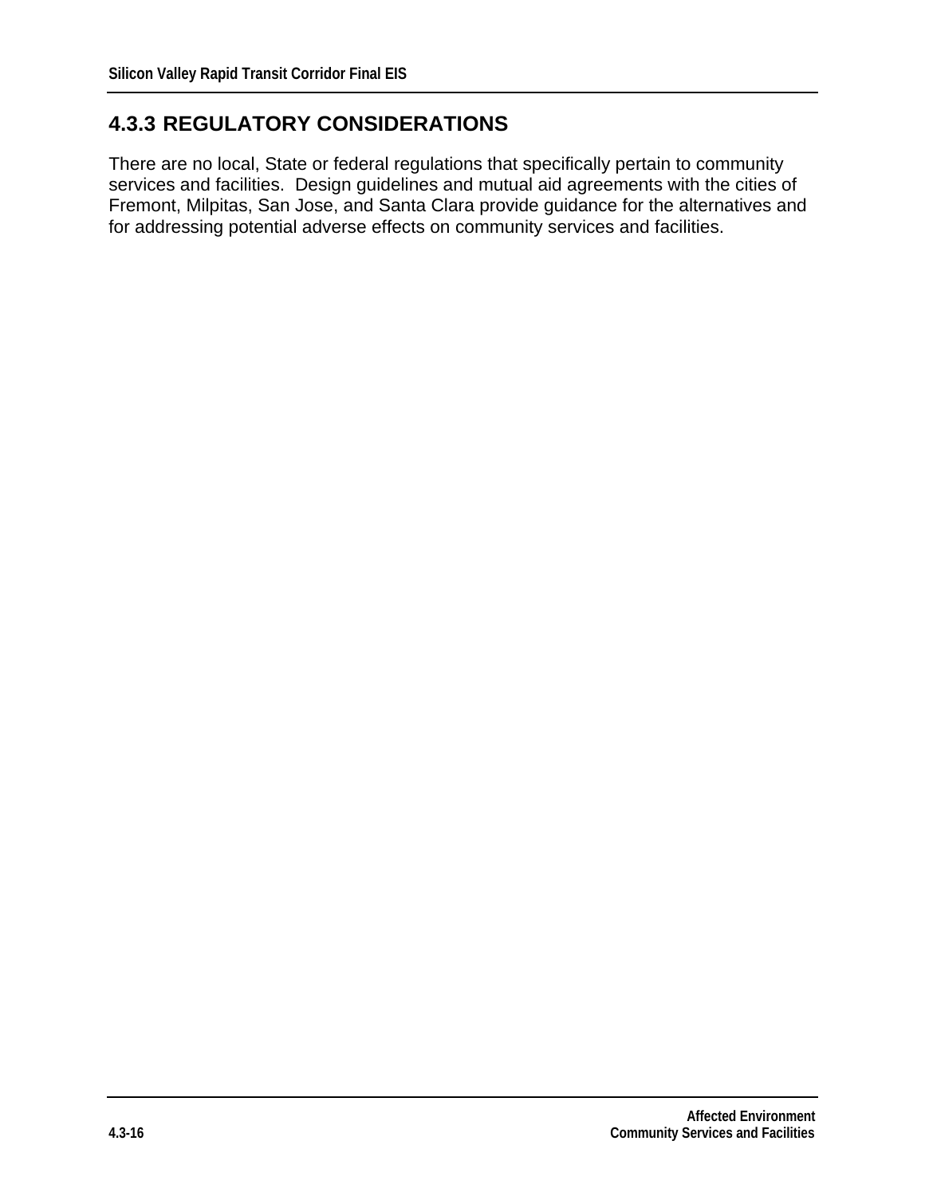## 4.3.3 REGULATORY CONSIDERATIONS

There are no local, State or federal regulations that specifically pertain to community services and facilities.  Design guidelines and mutual aid agreements with the cities of Fremont, Milpitas, San Jose, and Santa Clara provide guidance for the alternatives and for addressing potential adverse effects on community services and facilities.